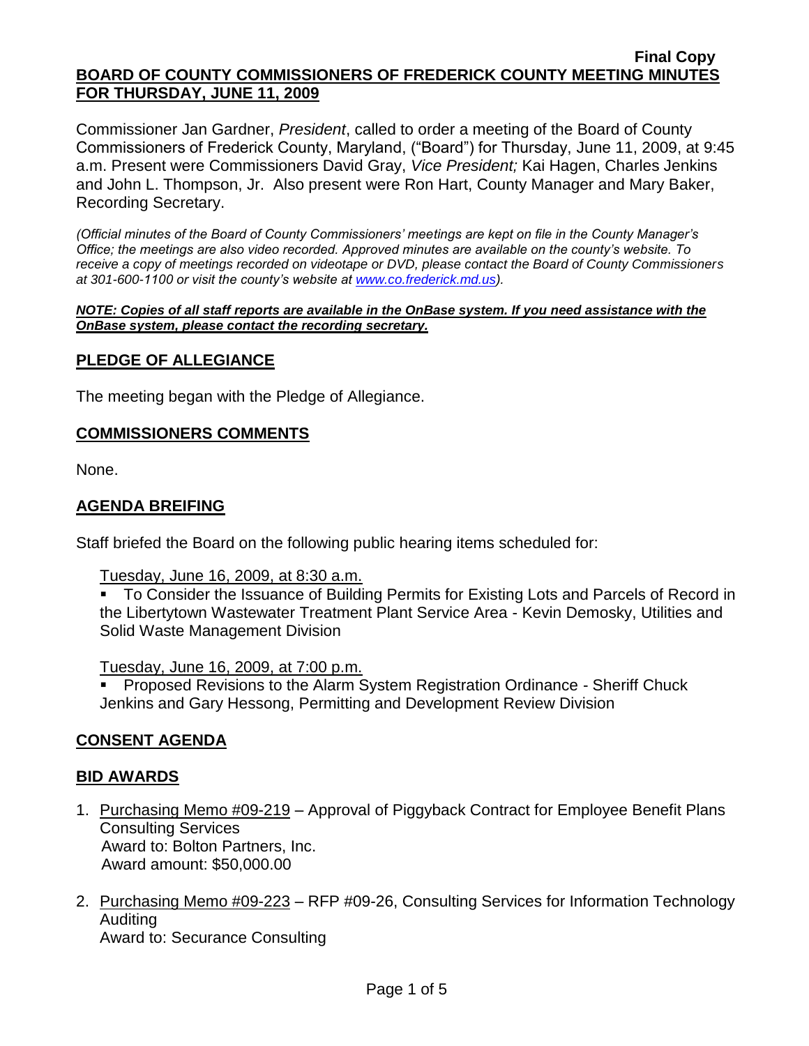**Final Copy**

**BOARD OF COUNTY COMMISSIONERS OF FREDERICK COUNTY MEETING MINUTES FOR THURSDAY, JUNE 11, 2009**

Commissioner Jan Gardner, *President*, called to order a meeting of the Board of County Commissioners of Frederick County, Maryland, ("Board") for Thursday, June 11, 2009, at 9:45 a.m. Present were Commissioners David Gray, *Vice President;* Kai Hagen, Charles Jenkins and John L. Thompson, Jr. Also present were Ron Hart, County Manager and Mary Baker, Recording Secretary.

*(Official minutes of the Board of County Commissioners' meetings are kept on file in the County Manager's Office; the meetings are also video recorded. Approved minutes are available on the county's website. To receive a copy of meetings recorded on videotape or DVD, please contact the Board of County Commissioners at 301-600-1100 or visit the county's website at www.co.frederick.md.us).*

***NOTE: Copies of all staff reports are available in the OnBase system. If you need assistance with the OnBase system, please contact the recording secretary.***

## PLEDGE OF ALLEGIANCE

The meeting began with the Pledge of Allegiance.

## COMMISSIONERS COMMENTS

None.

## AGENDA BREIFING

Staff briefed the Board on the following public hearing items scheduled for:

Tuesday, June 16, 2009, at 8:30 a.m.

- To Consider the Issuance of Building Permits for Existing Lots and Parcels of Record in the Libertytown Wastewater Treatment Plant Service Area - Kevin Demosky, Utilities and Solid Waste Management Division

Tuesday, June 16, 2009, at 7:00 p.m.

- Proposed Revisions to the Alarm System Registration Ordinance - Sheriff Chuck Jenkins and Gary Hessong, Permitting and Development Review Division

## CONSENT AGENDA

## BID AWARDS

1. Purchasing Memo #09-219 – Approval of Piggyback Contract for Employee Benefit Plans Consulting Services
   Award to: Bolton Partners, Inc.
   Award amount: $50,000.00
2. Purchasing Memo #09-223 – RFP #09-26, Consulting Services for Information Technology Auditing
   Award to: Securance Consulting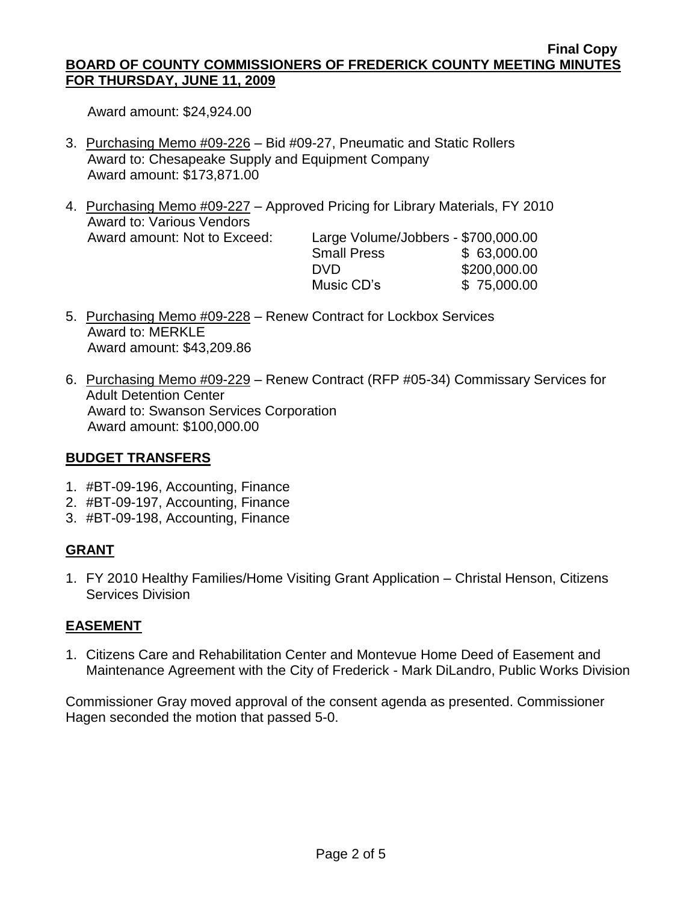Award amount: $24,924.00

3. Purchasing Memo #09-226 – Bid #09-27, Pneumatic and Static Rollers
   Award to: Chesapeake Supply and Equipment Company
   Award amount: $173,871.00

4. Purchasing Memo #09-227 – Approved Pricing for Library Materials, FY 2010
   Award to: Various Vendors
   Award amount: Not to Exceed:

| | |
|---|---|
| Large Volume/Jobbers - | $700,000.00 |
| Small Press | $ 63,000.00 |
| DVD | $200,000.00 |
| Music CD's | $ 75,000.00 |

5. Purchasing Memo #09-228 – Renew Contract for Lockbox Services
   Award to: MERKLE
   Award amount: $43,209.86

6. Purchasing Memo #09-229 – Renew Contract (RFP #05-34) Commissary Services for Adult Detention Center
   Award to: Swanson Services Corporation
   Award amount: $100,000.00

## BUDGET TRANSFERS

1. #BT-09-196, Accounting, Finance
2. #BT-09-197, Accounting, Finance
3. #BT-09-198, Accounting, Finance

## GRANT

1. FY 2010 Healthy Families/Home Visiting Grant Application – Christal Henson, Citizens Services Division

## EASEMENT

1. Citizens Care and Rehabilitation Center and Montevue Home Deed of Easement and Maintenance Agreement with the City of Frederick - Mark DiLandro, Public Works Division

Commissioner Gray moved approval of the consent agenda as presented. Commissioner Hagen seconded the motion that passed 5-0.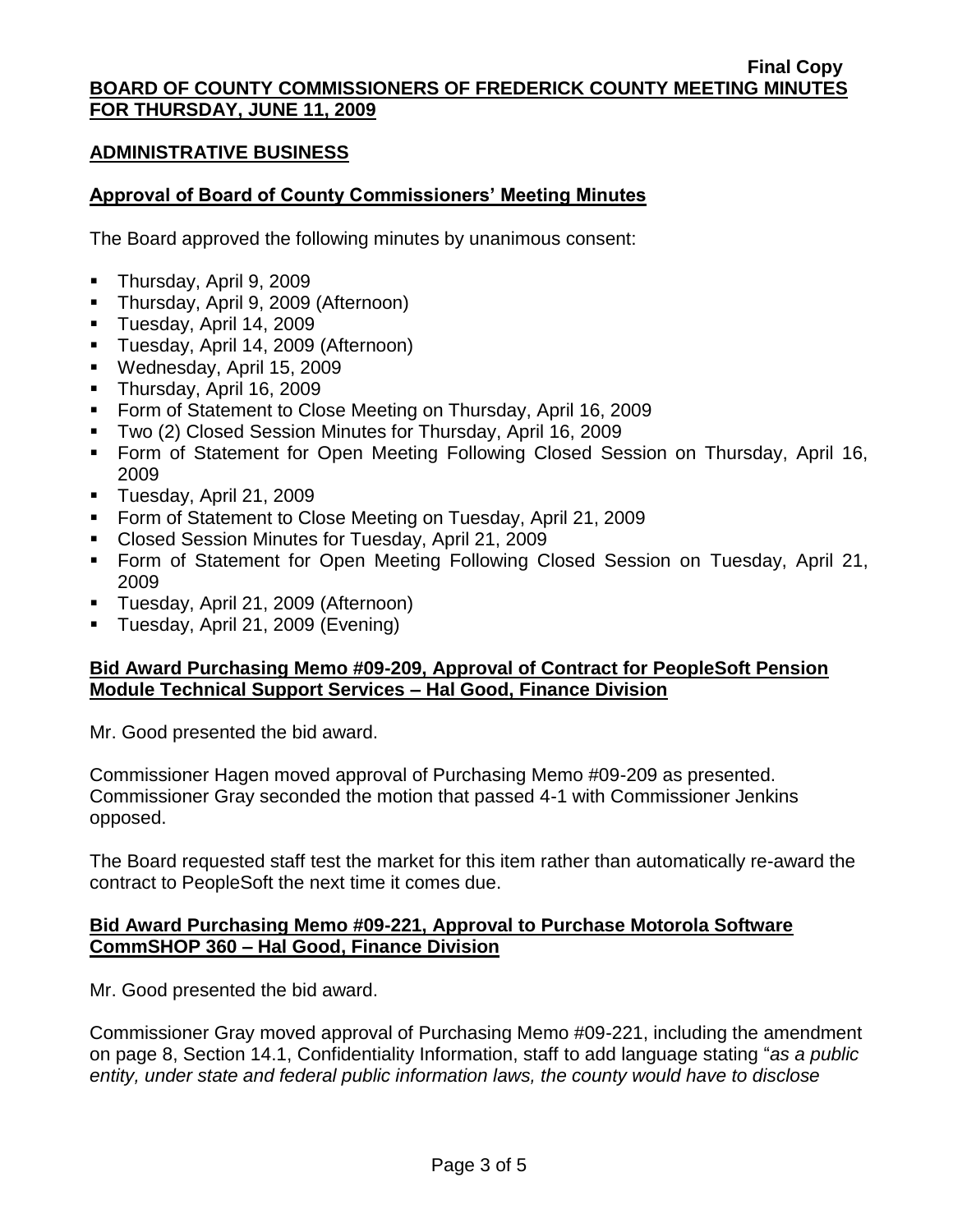## ADMINISTRATIVE BUSINESS

### Approval of Board of County Commissioners' Meeting Minutes

The Board approved the following minutes by unanimous consent:

- Thursday, April 9, 2009
- Thursday, April 9, 2009 (Afternoon)
- Tuesday, April 14, 2009
- Tuesday, April 14, 2009 (Afternoon)
- Wednesday, April 15, 2009
- Thursday, April 16, 2009
- Form of Statement to Close Meeting on Thursday, April 16, 2009
- Two (2) Closed Session Minutes for Thursday, April 16, 2009
- Form of Statement for Open Meeting Following Closed Session on Thursday, April 16, 2009
- Tuesday, April 21, 2009
- Form of Statement to Close Meeting on Tuesday, April 21, 2009
- Closed Session Minutes for Tuesday, April 21, 2009
- Form of Statement for Open Meeting Following Closed Session on Tuesday, April 21, 2009
- Tuesday, April 21, 2009 (Afternoon)
- Tuesday, April 21, 2009 (Evening)

### Bid Award Purchasing Memo #09-209, Approval of Contract for PeopleSoft Pension Module Technical Support Services – Hal Good, Finance Division

Mr. Good presented the bid award.

Commissioner Hagen moved approval of Purchasing Memo #09-209 as presented. Commissioner Gray seconded the motion that passed 4-1 with Commissioner Jenkins opposed.

The Board requested staff test the market for this item rather than automatically re-award the contract to PeopleSoft the next time it comes due.

### Bid Award Purchasing Memo #09-221, Approval to Purchase Motorola Software CommSHOP 360 – Hal Good, Finance Division

Mr. Good presented the bid award.

Commissioner Gray moved approval of Purchasing Memo #09-221, including the amendment on page 8, Section 14.1, Confidentiality Information, staff to add language stating "*as a public entity, under state and federal public information laws, the county would have to disclose*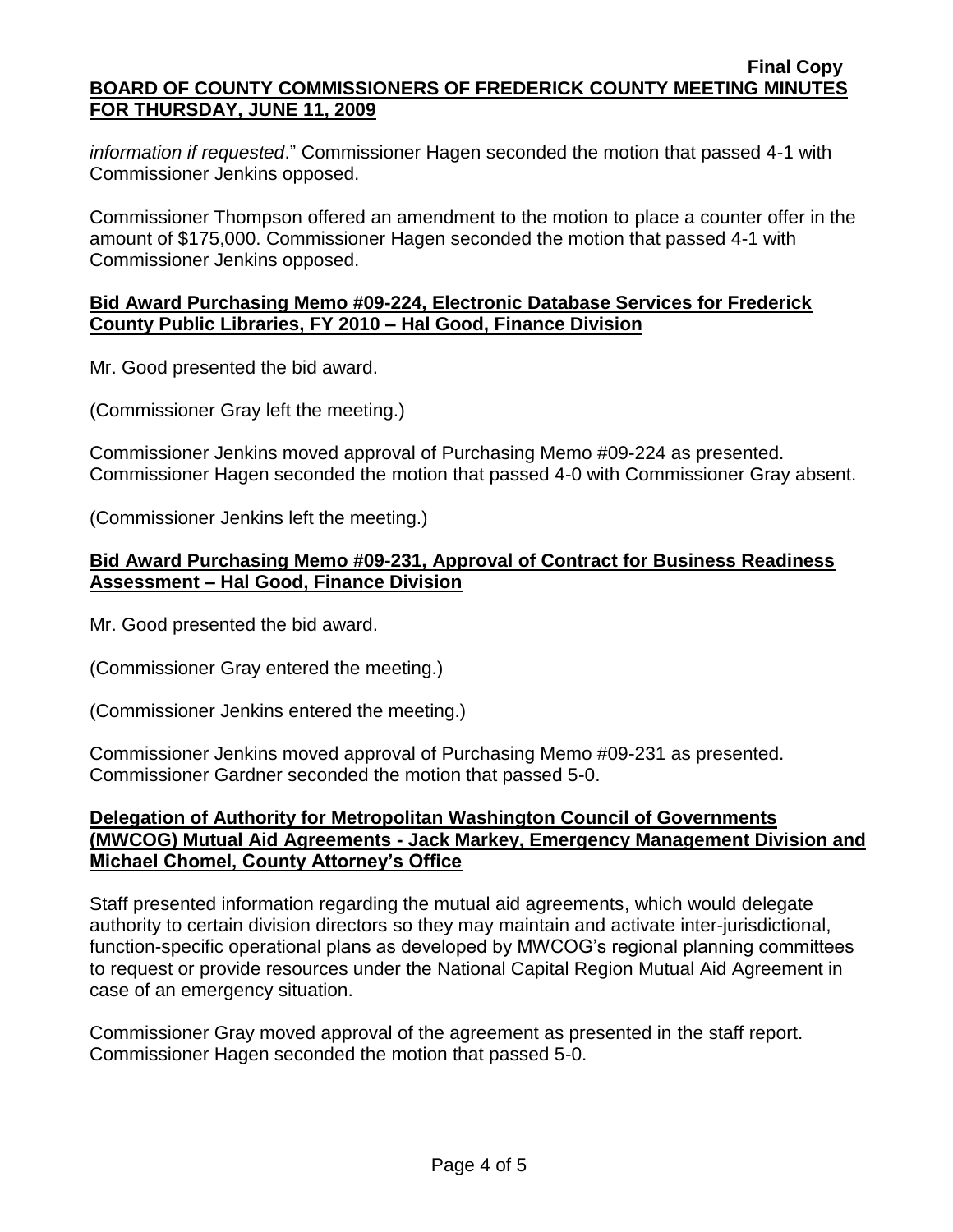*information if requested*." Commissioner Hagen seconded the motion that passed 4-1 with Commissioner Jenkins opposed.

Commissioner Thompson offered an amendment to the motion to place a counter offer in the amount of $175,000. Commissioner Hagen seconded the motion that passed 4-1 with Commissioner Jenkins opposed.

**Bid Award Purchasing Memo #09-224, Electronic Database Services for Frederick County Public Libraries, FY 2010 – Hal Good, Finance Division**

Mr. Good presented the bid award.

(Commissioner Gray left the meeting.)

Commissioner Jenkins moved approval of Purchasing Memo #09-224 as presented. Commissioner Hagen seconded the motion that passed 4-0 with Commissioner Gray absent.

(Commissioner Jenkins left the meeting.)

**Bid Award Purchasing Memo #09-231, Approval of Contract for Business Readiness Assessment – Hal Good, Finance Division**

Mr. Good presented the bid award.

(Commissioner Gray entered the meeting.)

(Commissioner Jenkins entered the meeting.)

Commissioner Jenkins moved approval of Purchasing Memo #09-231 as presented. Commissioner Gardner seconded the motion that passed 5-0.

**Delegation of Authority for Metropolitan Washington Council of Governments (MWCOG) Mutual Aid Agreements - Jack Markey, Emergency Management Division and Michael Chomel, County Attorney's Office**

Staff presented information regarding the mutual aid agreements, which would delegate authority to certain division directors so they may maintain and activate inter-jurisdictional, function-specific operational plans as developed by MWCOG's regional planning committees to request or provide resources under the National Capital Region Mutual Aid Agreement in case of an emergency situation.

Commissioner Gray moved approval of the agreement as presented in the staff report. Commissioner Hagen seconded the motion that passed 5-0.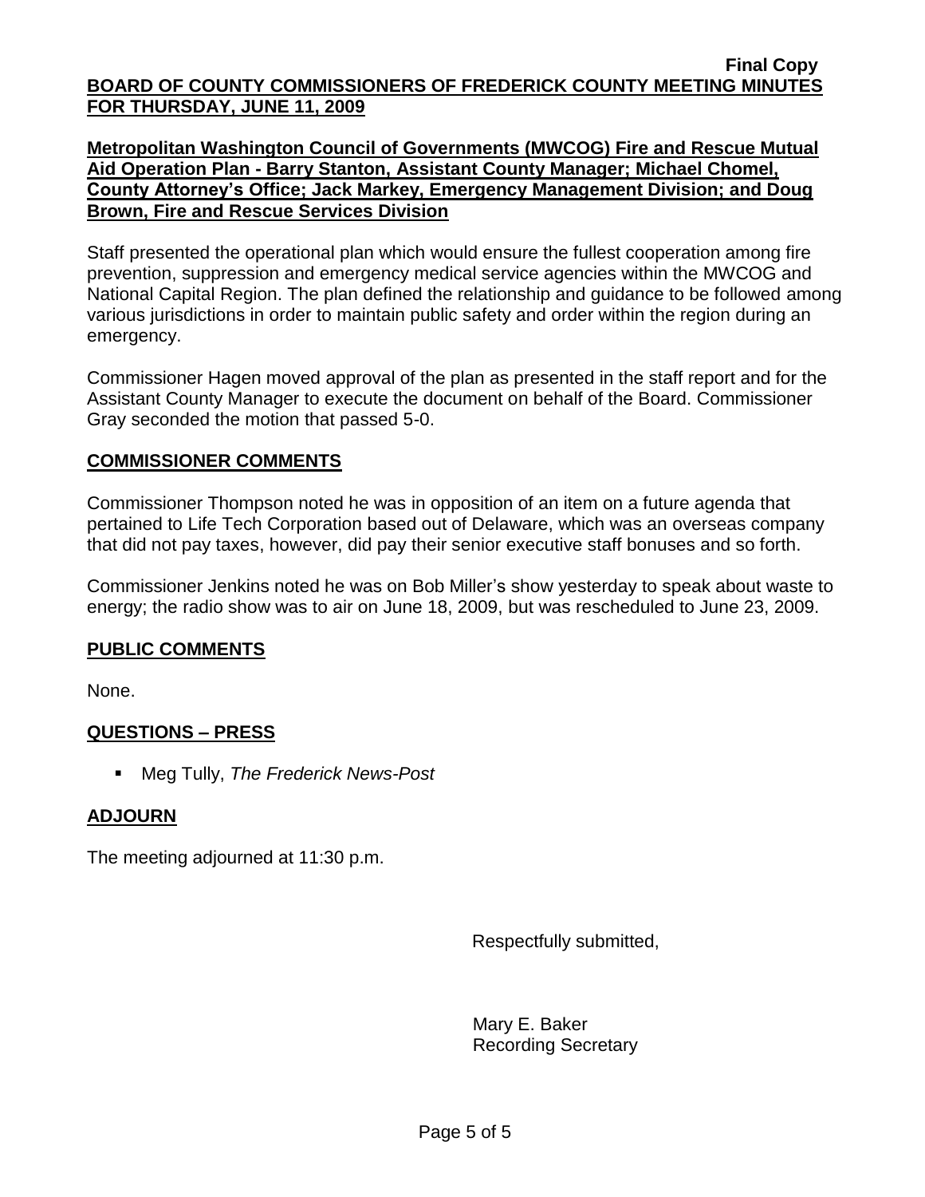**Metropolitan Washington Council of Governments (MWCOG) Fire and Rescue Mutual Aid Operation Plan - Barry Stanton, Assistant County Manager; Michael Chomel, County Attorney's Office; Jack Markey, Emergency Management Division; and Doug Brown, Fire and Rescue Services Division**

Staff presented the operational plan which would ensure the fullest cooperation among fire prevention, suppression and emergency medical service agencies within the MWCOG and National Capital Region. The plan defined the relationship and guidance to be followed among various jurisdictions in order to maintain public safety and order within the region during an emergency.

Commissioner Hagen moved approval of the plan as presented in the staff report and for the Assistant County Manager to execute the document on behalf of the Board. Commissioner Gray seconded the motion that passed 5-0.

## COMMISSIONER COMMENTS

Commissioner Thompson noted he was in opposition of an item on a future agenda that pertained to Life Tech Corporation based out of Delaware, which was an overseas company that did not pay taxes, however, did pay their senior executive staff bonuses and so forth.

Commissioner Jenkins noted he was on Bob Miller's show yesterday to speak about waste to energy; the radio show was to air on June 18, 2009, but was rescheduled to June 23, 2009.

## PUBLIC COMMENTS

None.

## QUESTIONS – PRESS

- Meg Tully, *The Frederick News-Post*

## ADJOURN

The meeting adjourned at 11:30 p.m.

Respectfully submitted,

Mary E. Baker
Recording Secretary